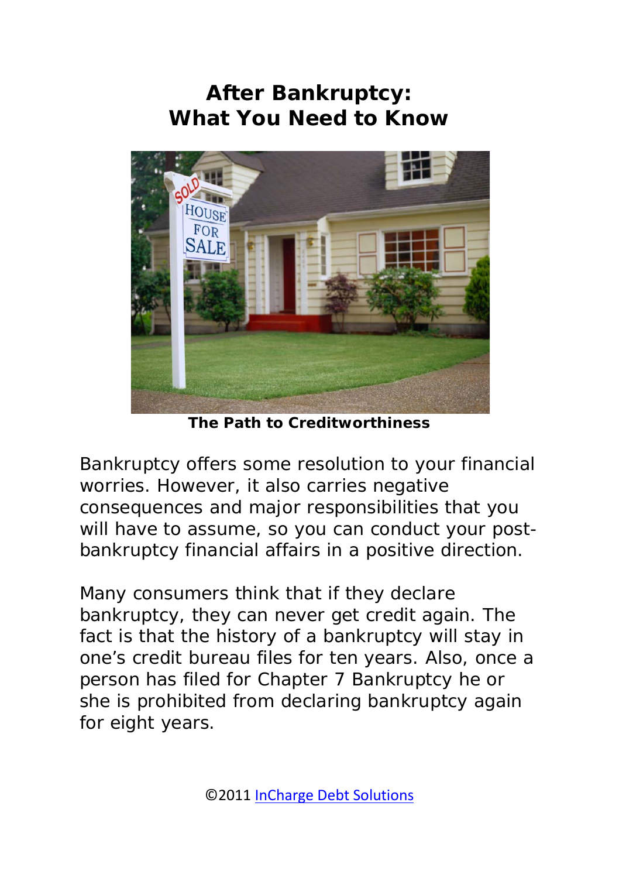# After Bankruptcy:
# What You Need to Know

**The Path to Creditworthiness**

Bankruptcy offers some resolution to your financial worries. However, it also carries negative consequences and major responsibilities that you will have to assume, so you can conduct your post-bankruptcy financial affairs in a positive direction.

Many consumers think that if they declare bankruptcy, they can never get credit again. The fact is that the history of a bankruptcy will stay in one's credit bureau files for ten years. Also, once a person has filed for Chapter 7 Bankruptcy he or she is prohibited from declaring bankruptcy again for eight years.

©2011 [InCharge Debt Solutions]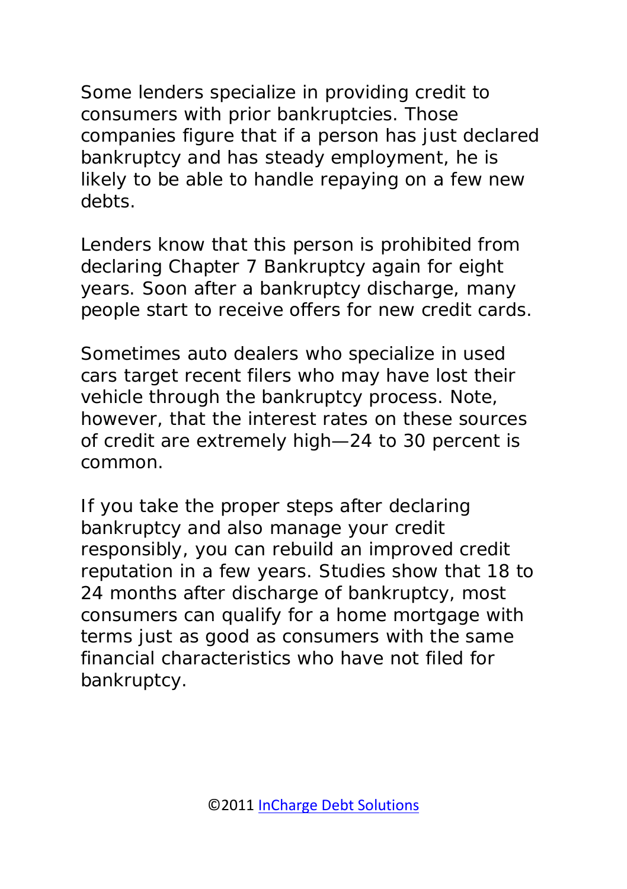Some lenders specialize in providing credit to consumers with prior bankruptcies. Those companies figure that if a person has just declared bankruptcy and has steady employment, he is likely to be able to handle repaying on a few new debts.

Lenders know that this person is prohibited from declaring Chapter 7 Bankruptcy again for eight years. Soon after a bankruptcy discharge, many people start to receive offers for new credit cards.

Sometimes auto dealers who specialize in used cars target recent filers who may have lost their vehicle through the bankruptcy process. Note, however, that the interest rates on these sources of credit are extremely high—24 to 30 percent is common.

If you take the proper steps after declaring bankruptcy and also manage your credit responsibly, you can rebuild an improved credit reputation in a few years. Studies show that 18 to 24 months after discharge of bankruptcy, most consumers can qualify for a home mortgage with terms just as good as consumers with the same financial characteristics who have not filed for bankruptcy.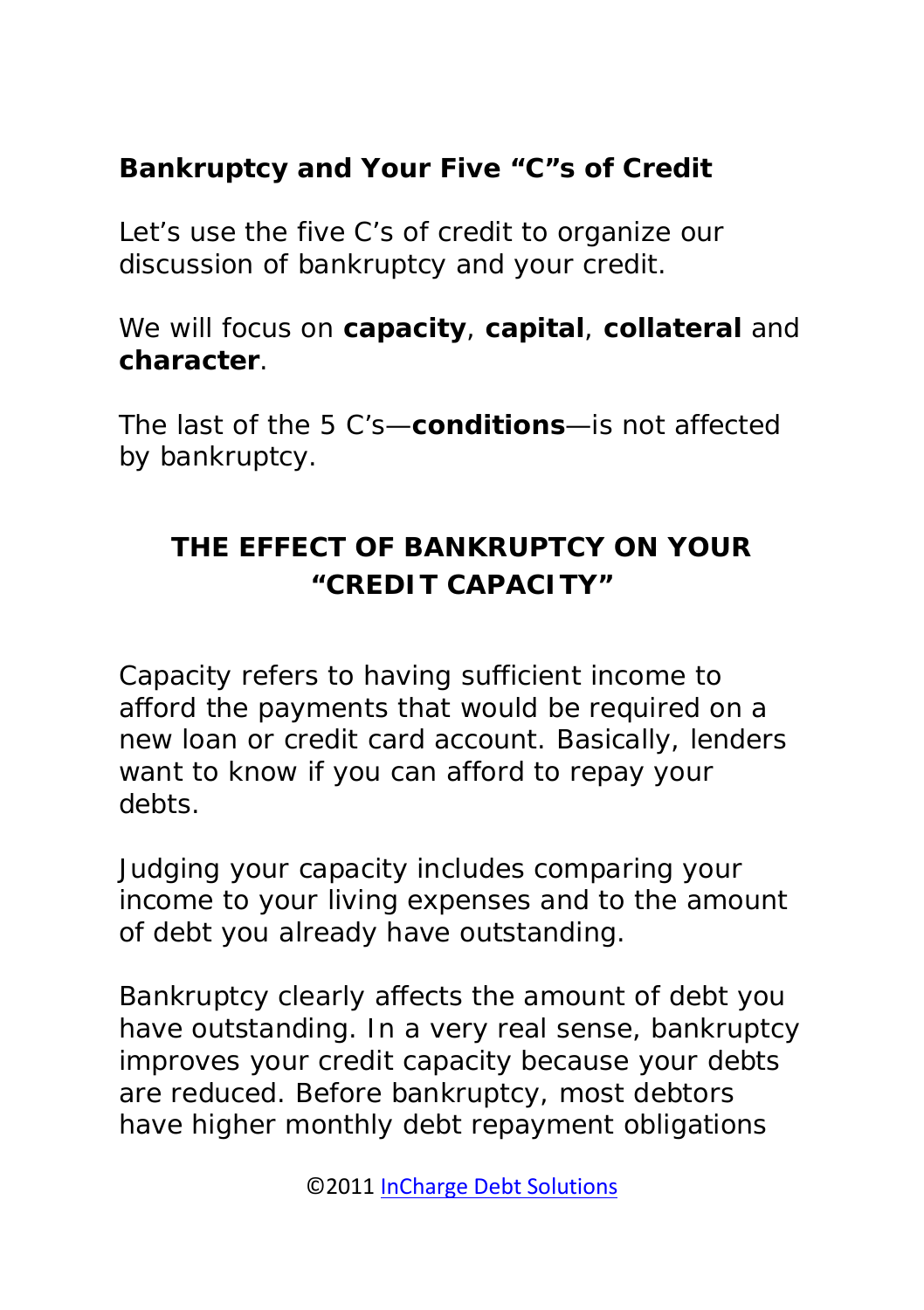**Bankruptcy and Your Five "C"s of Credit**

Let's use the five C's of credit to organize our discussion of bankruptcy and your credit.

We will focus on **capacity**, **capital**, **collateral** and **character**.

The last of the 5 C's—**conditions**—is not affected by bankruptcy.

## THE EFFECT OF BANKRUPTCY ON YOUR "CREDIT CAPACITY"

Capacity refers to having sufficient income to afford the payments that would be required on a new loan or credit card account. Basically, lenders want to know if you can afford to repay your debts.

Judging your capacity includes comparing your income to your living expenses and to the amount of debt you already have outstanding.

Bankruptcy clearly affects the amount of debt you have outstanding. In a very real sense, bankruptcy improves your credit capacity because your debts are reduced. Before bankruptcy, most debtors have higher monthly debt repayment obligations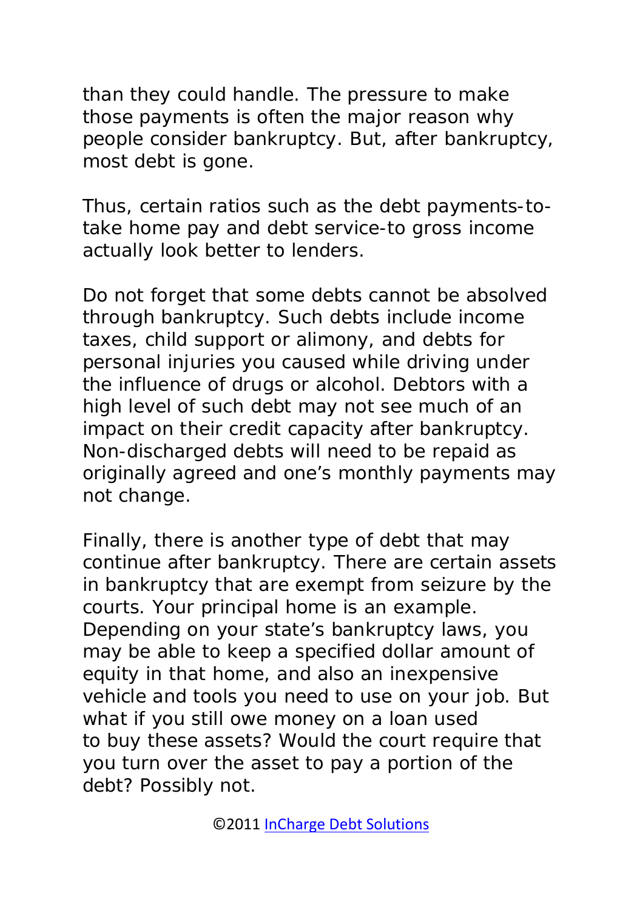than they could handle. The pressure to make those payments is often the major reason why people consider bankruptcy. But, after bankruptcy, most debt is gone.

Thus, certain ratios such as the debt payments-to-take home pay and debt service-to gross income actually look better to lenders.

Do not forget that some debts cannot be absolved through bankruptcy. Such debts include income taxes, child support or alimony, and debts for personal injuries you caused while driving under the influence of drugs or alcohol. Debtors with a high level of such debt may not see much of an impact on their credit capacity after bankruptcy. Non-discharged debts will need to be repaid as originally agreed and one's monthly payments may not change.

Finally, there is another type of debt that may continue after bankruptcy. There are certain assets in bankruptcy that are exempt from seizure by the courts. Your principal home is an example. Depending on your state's bankruptcy laws, you may be able to keep a specified dollar amount of equity in that home, and also an inexpensive vehicle and tools you need to use on your job. But what if you still owe money on a loan used to buy these assets? Would the court require that you turn over the asset to pay a portion of the debt? Possibly not.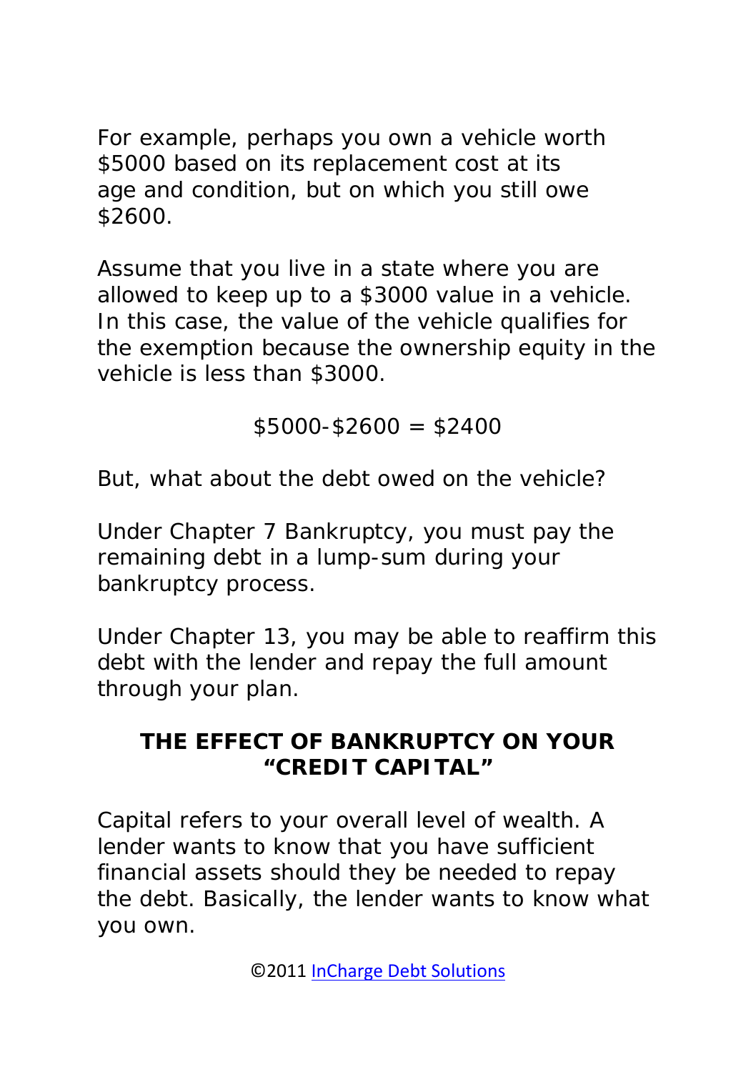For example, perhaps you own a vehicle worth $5000 based on its replacement cost at its age and condition, but on which you still owe $2600.

Assume that you live in a state where you are allowed to keep up to a $3000 value in a vehicle. In this case, the value of the vehicle qualifies for the exemption because the ownership equity in the vehicle is less than $3000.

$$\$5000 - \$2600 = \$2400$$

But, what about the debt owed on the vehicle?

Under Chapter 7 Bankruptcy, you must pay the remaining debt in a lump-sum during your bankruptcy process.

Under Chapter 13, you may be able to reaffirm this debt with the lender and repay the full amount through your plan.

## THE EFFECT OF BANKRUPTCY ON YOUR "CREDIT CAPITAL"

Capital refers to your overall level of wealth. A lender wants to know that you have sufficient financial assets should they be needed to repay the debt. Basically, the lender wants to know what you own.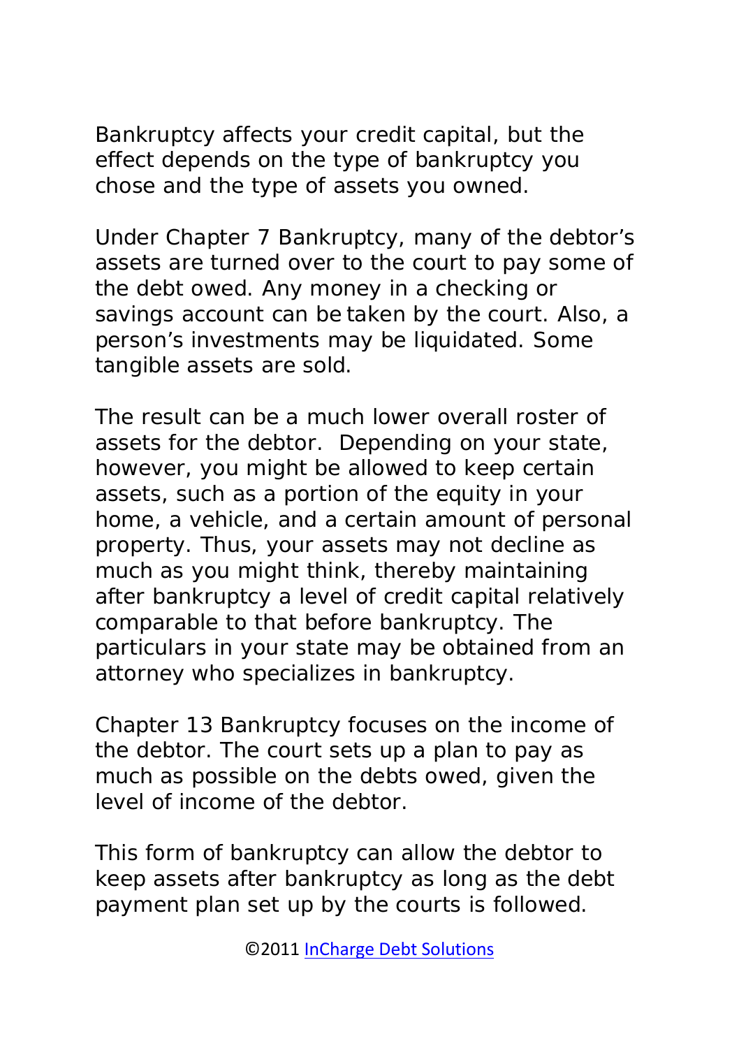Bankruptcy affects your credit capital, but the effect depends on the type of bankruptcy you chose and the type of assets you owned.

Under Chapter 7 Bankruptcy, many of the debtor's assets are turned over to the court to pay some of the debt owed. Any money in a checking or savings account can be taken by the court. Also, a person's investments may be liquidated. Some tangible assets are sold.

The result can be a much lower overall roster of assets for the debtor. Depending on your state, however, you might be allowed to keep certain assets, such as a portion of the equity in your home, a vehicle, and a certain amount of personal property. Thus, your assets may not decline as much as you might think, thereby maintaining after bankruptcy a level of credit capital relatively comparable to that before bankruptcy. The particulars in your state may be obtained from an attorney who specializes in bankruptcy.

Chapter 13 Bankruptcy focuses on the income of the debtor. The court sets up a plan to pay as much as possible on the debts owed, given the level of income of the debtor.

This form of bankruptcy can allow the debtor to keep assets after bankruptcy as long as the debt payment plan set up by the courts is followed.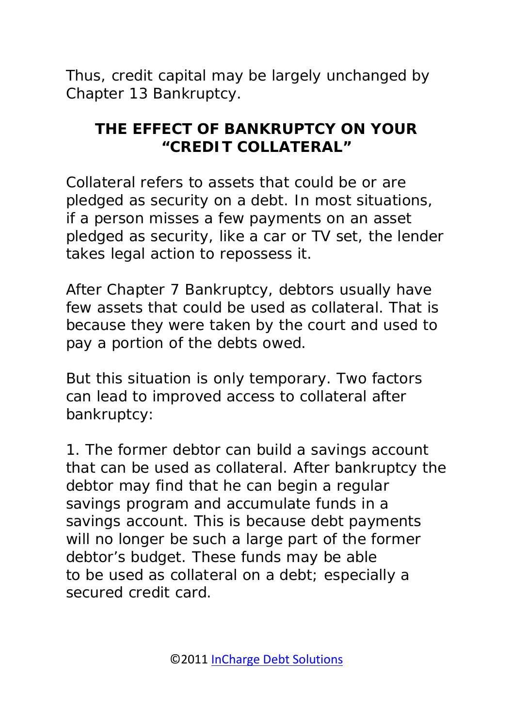Thus, credit capital may be largely unchanged by Chapter 13 Bankruptcy.

## THE EFFECT OF BANKRUPTCY ON YOUR "CREDIT COLLATERAL"

Collateral refers to assets that could be or are pledged as security on a debt. In most situations, if a person misses a few payments on an asset pledged as security, like a car or TV set, the lender takes legal action to repossess it.

After Chapter 7 Bankruptcy, debtors usually have few assets that could be used as collateral. That is because they were taken by the court and used to pay a portion of the debts owed.

But this situation is only temporary. Two factors can lead to improved access to collateral after bankruptcy:

1. The former debtor can build a savings account that can be used as collateral. After bankruptcy the debtor may find that he can begin a regular savings program and accumulate funds in a savings account. This is because debt payments will no longer be such a large part of the former debtor's budget. These funds may be able to be used as collateral on a debt; especially a secured credit card.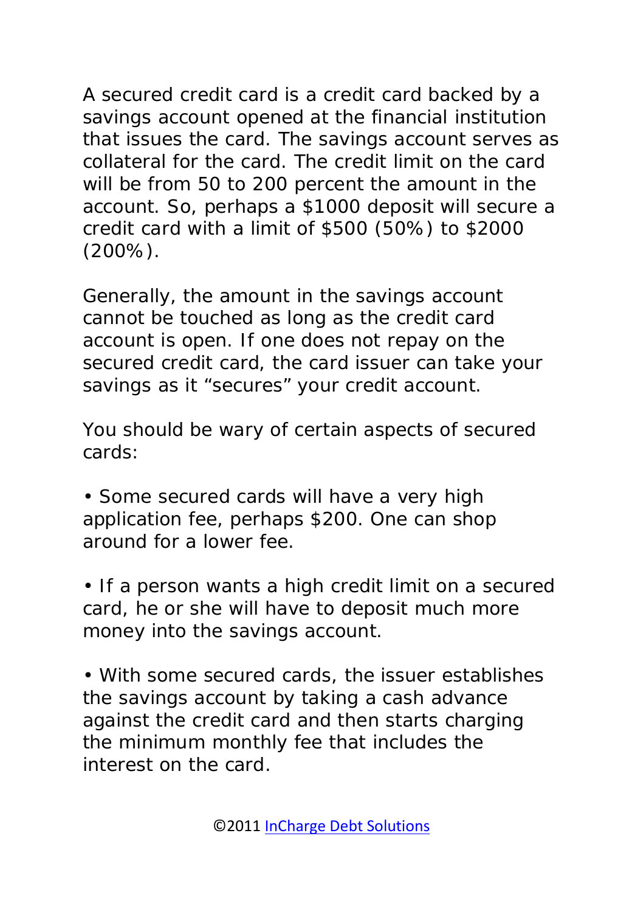A secured credit card is a credit card backed by a savings account opened at the financial institution that issues the card. The savings account serves as collateral for the card. The credit limit on the card will be from 50 to 200 percent the amount in the account. So, perhaps a $1000 deposit will secure a credit card with a limit of $500 (50%) to $2000 (200%).

Generally, the amount in the savings account cannot be touched as long as the credit card account is open. If one does not repay on the secured credit card, the card issuer can take your savings as it “secures” your credit account.

You should be wary of certain aspects of secured cards:

- Some secured cards will have a very high application fee, perhaps $200. One can shop around for a lower fee.

- If a person wants a high credit limit on a secured card, he or she will have to deposit much more money into the savings account.

- With some secured cards, the issuer establishes the savings account by taking a cash advance against the credit card and then starts charging the minimum monthly fee that includes the interest on the card.

©2011 InCharge Debt Solutions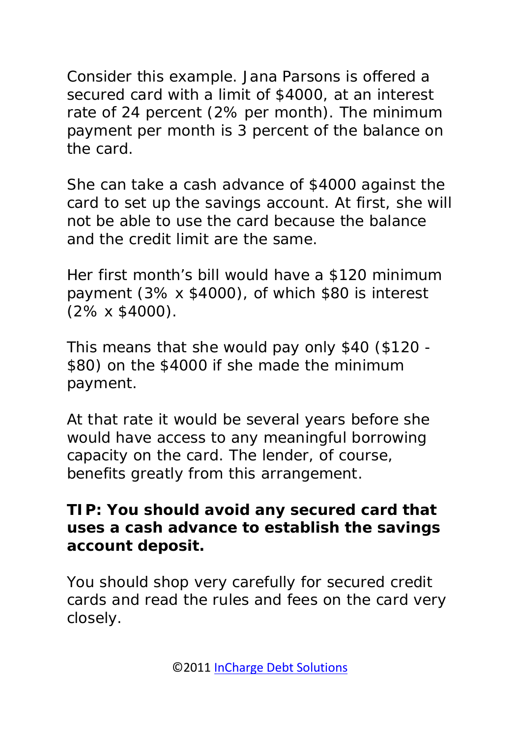Consider this example. Jana Parsons is offered a secured card with a limit of $4000, at an interest rate of 24 percent (2% per month). The minimum payment per month is 3 percent of the balance on the card.

She can take a cash advance of $4000 against the card to set up the savings account. At first, she will not be able to use the card because the balance and the credit limit are the same.

Her first month's bill would have a $120 minimum payment (3% x $4000), of which $80 is interest (2% x $4000).

This means that she would pay only $40 ($120 - $80) on the $4000 if she made the minimum payment.

At that rate it would be several years before she would have access to any meaningful borrowing capacity on the card. The lender, of course, benefits greatly from this arrangement.

**TIP: You should avoid any secured card that uses a cash advance to establish the savings account deposit.**

You should shop very carefully for secured credit cards and read the rules and fees on the card very closely.

©2011 InCharge Debt Solutions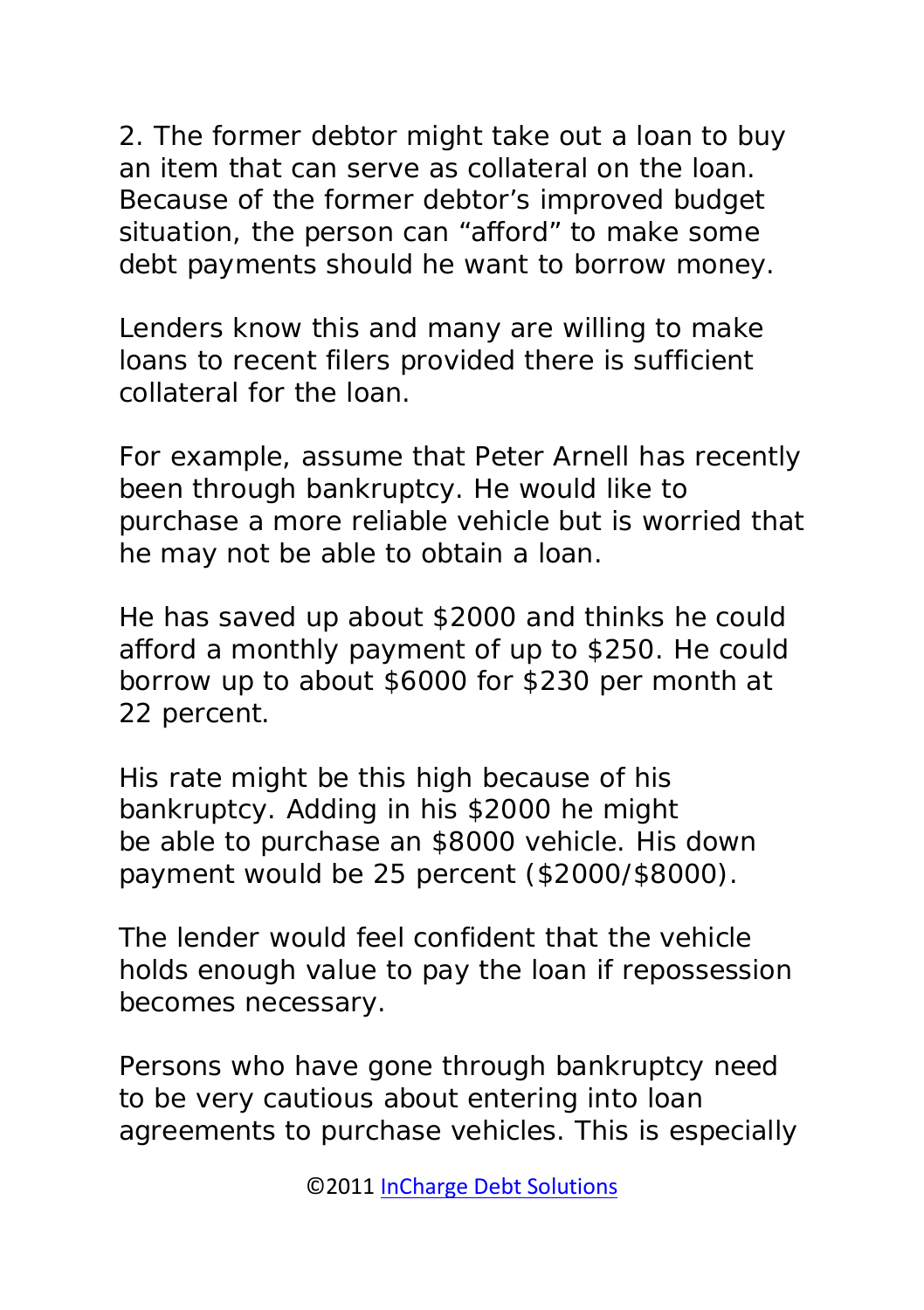2. The former debtor might take out a loan to buy an item that can serve as collateral on the loan. Because of the former debtor's improved budget situation, the person can "afford" to make some debt payments should he want to borrow money.

Lenders know this and many are willing to make loans to recent filers provided there is sufficient collateral for the loan.

For example, assume that Peter Arnell has recently been through bankruptcy. He would like to purchase a more reliable vehicle but is worried that he may not be able to obtain a loan.

He has saved up about $2000 and thinks he could afford a monthly payment of up to $250. He could borrow up to about $6000 for $230 per month at 22 percent.

His rate might be this high because of his bankruptcy. Adding in his $2000 he might be able to purchase an $8000 vehicle. His down payment would be 25 percent ($2000/$8000).

The lender would feel confident that the vehicle holds enough value to pay the loan if repossession becomes necessary.

Persons who have gone through bankruptcy need to be very cautious about entering into loan agreements to purchase vehicles. This is especially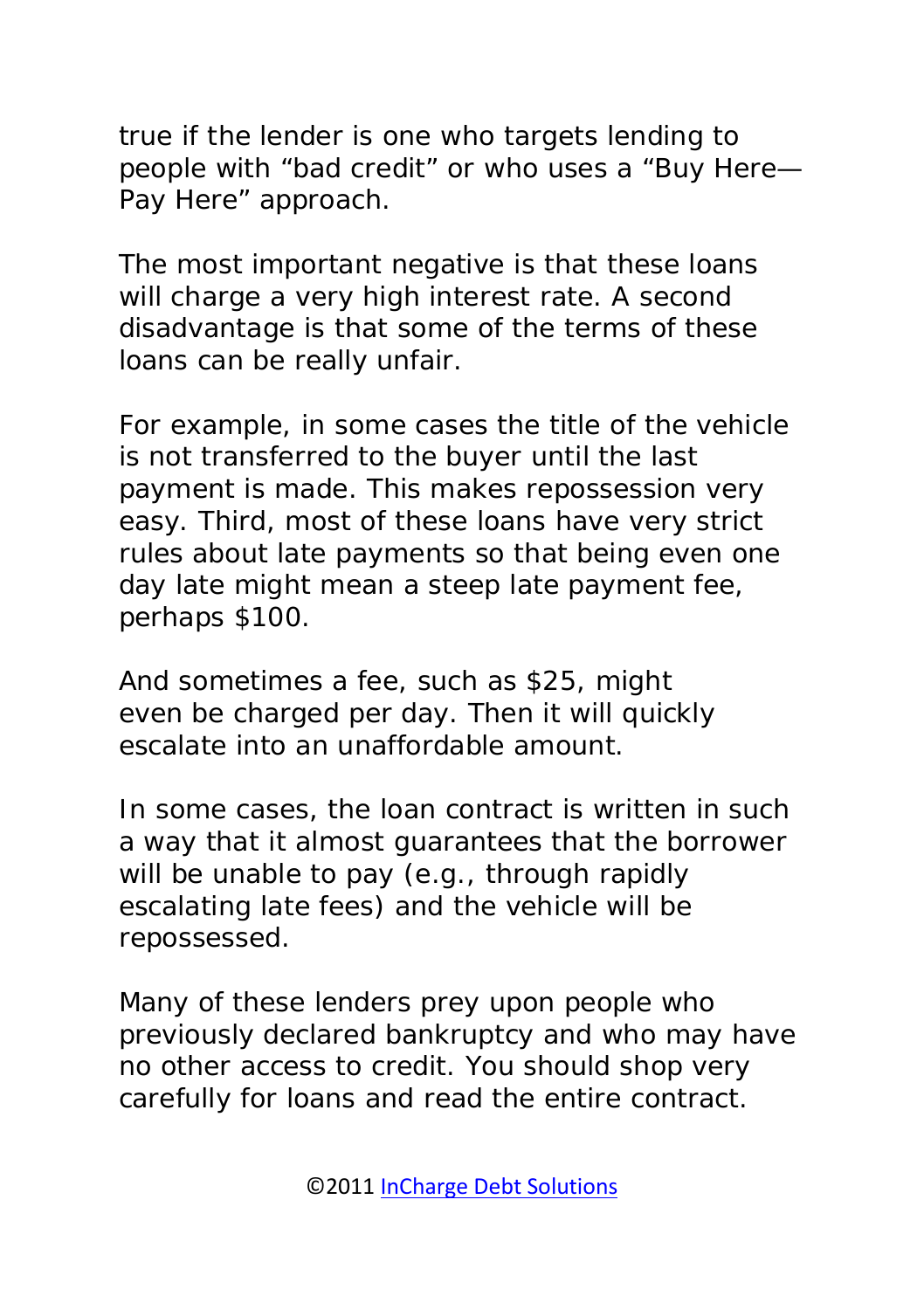true if the lender is one who targets lending to people with “bad credit” or who uses a “Buy Here—Pay Here” approach.

The most important negative is that these loans will charge a very high interest rate. A second disadvantage is that some of the terms of these loans can be really unfair.

For example, in some cases the title of the vehicle is not transferred to the buyer until the last payment is made. This makes repossession very easy. Third, most of these loans have very strict rules about late payments so that being even one day late might mean a steep late payment fee, perhaps $100.

And sometimes a fee, such as $25, might even be charged per day. Then it will quickly escalate into an unaffordable amount.

In some cases, the loan contract is written in such a way that it almost guarantees that the borrower will be unable to pay (e.g., through rapidly escalating late fees) and the vehicle will be repossessed.

Many of these lenders prey upon people who previously declared bankruptcy and who may have no other access to credit. You should shop very carefully for loans and read the entire contract.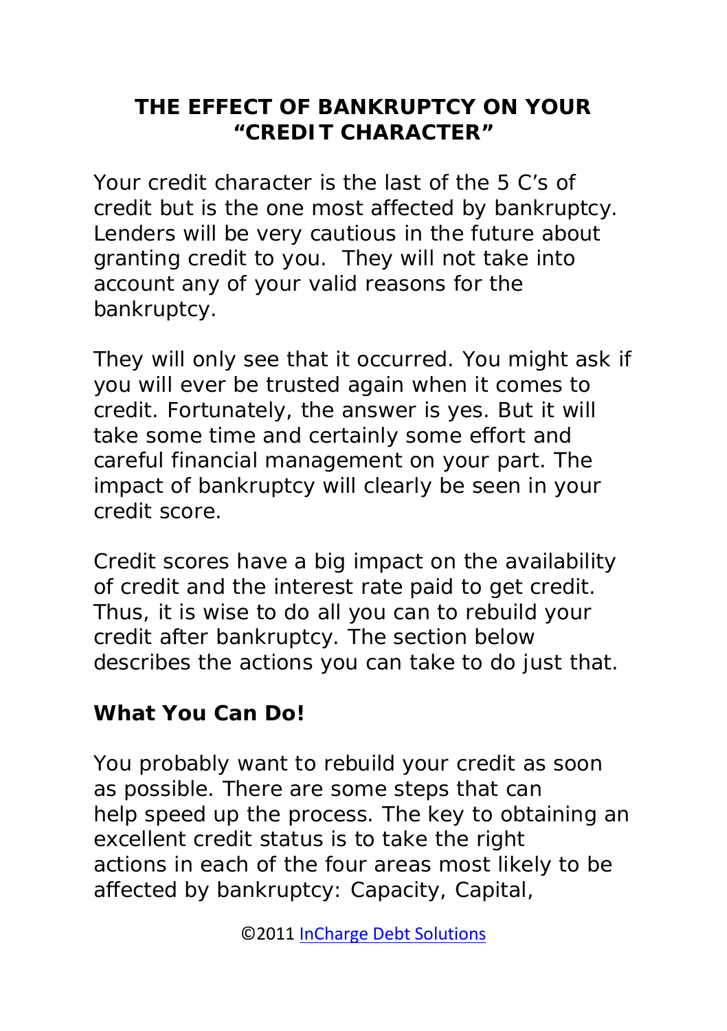## THE EFFECT OF BANKRUPTCY ON YOUR "CREDIT CHARACTER"

Your credit character is the last of the 5 C's of credit but is the one most affected by bankruptcy. Lenders will be very cautious in the future about granting credit to you. They will not take into account any of your valid reasons for the bankruptcy.

They will only see that it occurred. You might ask if you will ever be trusted again when it comes to credit. Fortunately, the answer is yes. But it will take some time and certainly some effort and careful financial management on your part. The impact of bankruptcy will clearly be seen in your credit score.

Credit scores have a big impact on the availability of credit and the interest rate paid to get credit. Thus, it is wise to do all you can to rebuild your credit after bankruptcy. The section below describes the actions you can take to do just that.

### What You Can Do!

You probably want to rebuild your credit as soon as possible. There are some steps that can help speed up the process. The key to obtaining an excellent credit status is to take the right actions in each of the four areas most likely to be affected by bankruptcy: Capacity, Capital,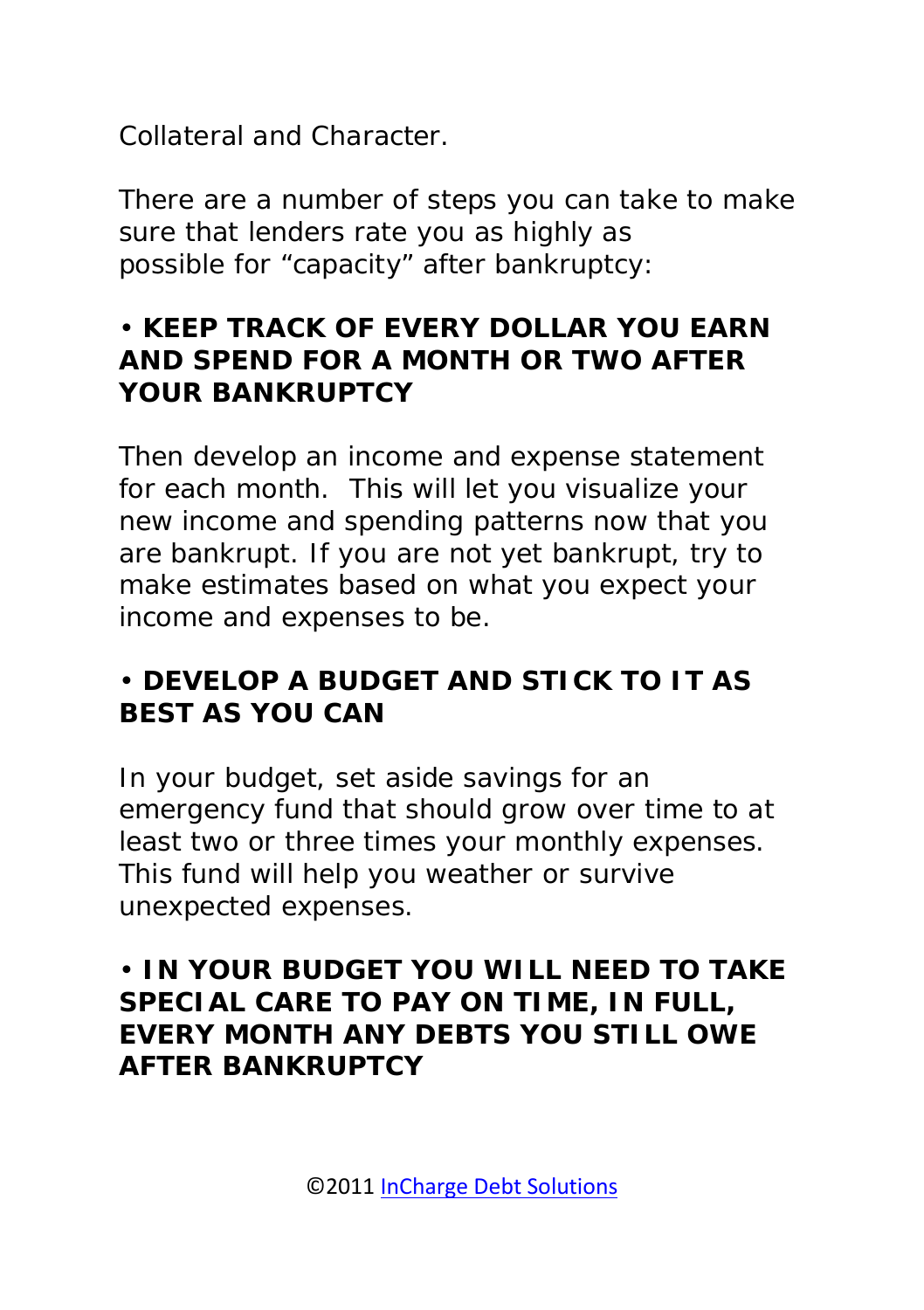Collateral and Character.

There are a number of steps you can take to make sure that lenders rate you as highly as possible for "capacity" after bankruptcy:

• **KEEP TRACK OF EVERY DOLLAR YOU EARN AND SPEND FOR A MONTH OR TWO AFTER YOUR BANKRUPTCY**

Then develop an income and expense statement for each month. This will let you visualize your new income and spending patterns now that you are bankrupt. If you are not yet bankrupt, try to make estimates based on what you expect your income and expenses to be.

• **DEVELOP A BUDGET AND STICK TO IT AS BEST AS YOU CAN**

In your budget, set aside savings for an emergency fund that should grow over time to at least two or three times your monthly expenses. This fund will help you weather or survive unexpected expenses.

• **IN YOUR BUDGET YOU WILL NEED TO TAKE SPECIAL CARE TO PAY ON TIME, IN FULL, EVERY MONTH ANY DEBTS YOU STILL OWE AFTER BANKRUPTCY**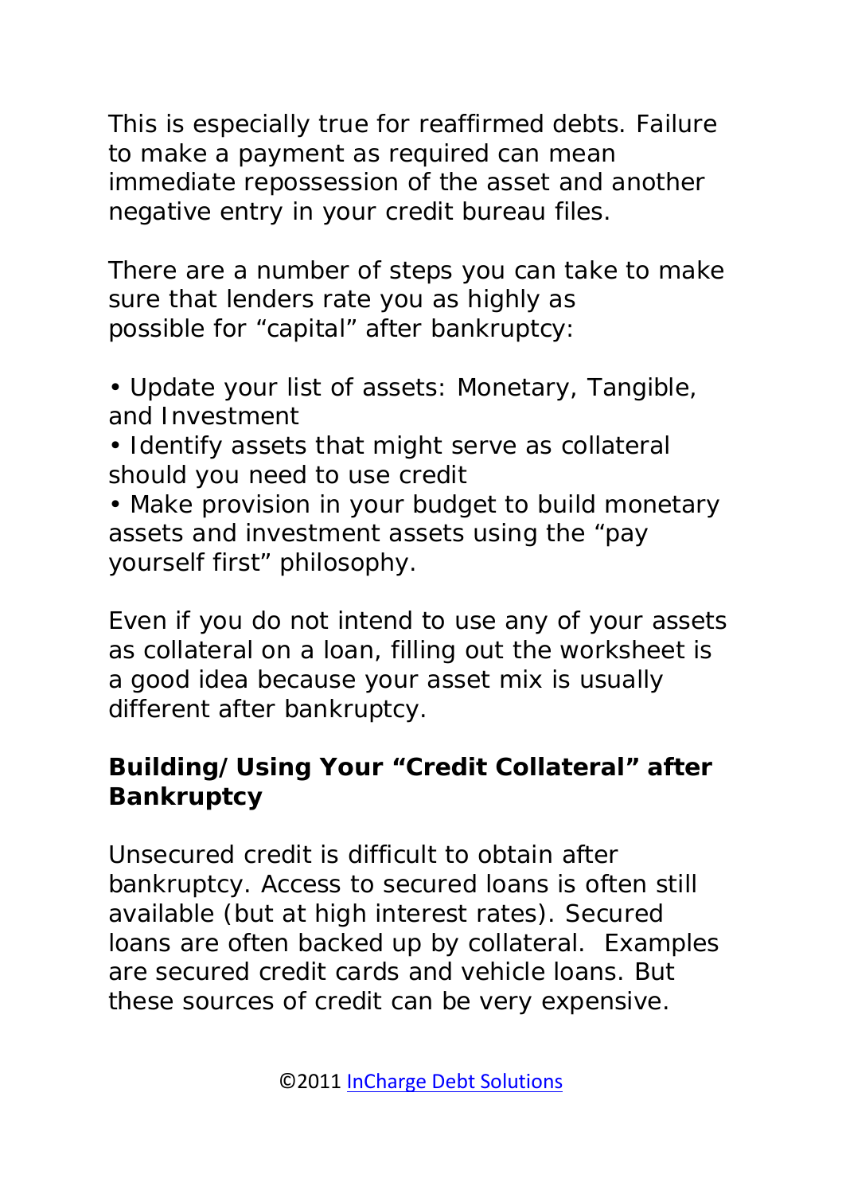This is especially true for reaffirmed debts. Failure to make a payment as required can mean immediate repossession of the asset and another negative entry in your credit bureau files.

There are a number of steps you can take to make sure that lenders rate you as highly as possible for “capital” after bankruptcy:

- Update your list of assets: Monetary, Tangible, and Investment
- Identify assets that might serve as collateral should you need to use credit
- Make provision in your budget to build monetary assets and investment assets using the “pay yourself first” philosophy.

Even if you do not intend to use any of your assets as collateral on a loan, filling out the worksheet is a good idea because your asset mix is usually different after bankruptcy.

**Building/Using Your “Credit Collateral” after Bankruptcy**

Unsecured credit is difficult to obtain after bankruptcy. Access to secured loans is often still available (but at high interest rates). Secured loans are often backed up by collateral. Examples are secured credit cards and vehicle loans. But these sources of credit can be very expensive.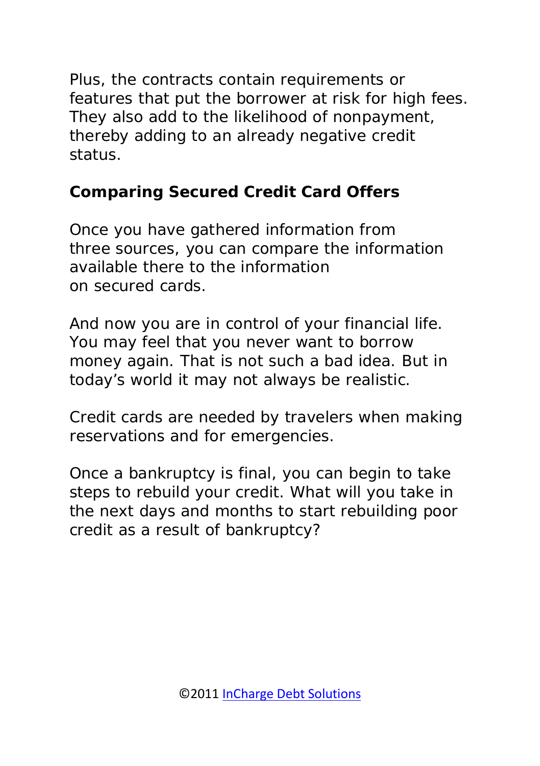Plus, the contracts contain requirements or features that put the borrower at risk for high fees. They also add to the likelihood of nonpayment, thereby adding to an already negative credit status.

**Comparing Secured Credit Card Offers**

Once you have gathered information from three sources, you can compare the information available there to the information on secured cards.

And now you are in control of your financial life. You may feel that you never want to borrow money again. That is not such a bad idea. But in today's world it may not always be realistic.

Credit cards are needed by travelers when making reservations and for emergencies.

Once a bankruptcy is final, you can begin to take steps to rebuild your credit. What will you take in the next days and months to start rebuilding poor credit as a result of bankruptcy?

©2011 InCharge Debt Solutions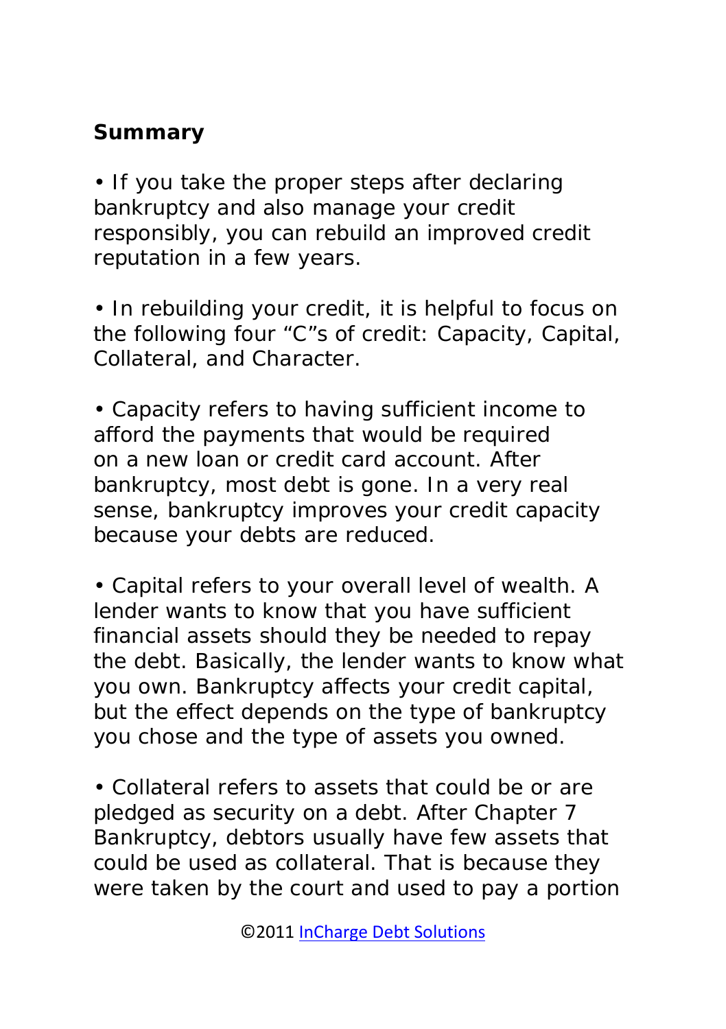## Summary

- If you take the proper steps after declaring bankruptcy and also manage your credit responsibly, you can rebuild an improved credit reputation in a few years.

- In rebuilding your credit, it is helpful to focus on the following four "C"s of credit: Capacity, Capital, Collateral, and Character.

- Capacity refers to having sufficient income to afford the payments that would be required on a new loan or credit card account. After bankruptcy, most debt is gone. In a very real sense, bankruptcy improves your credit capacity because your debts are reduced.

- Capital refers to your overall level of wealth. A lender wants to know that you have sufficient financial assets should they be needed to repay the debt. Basically, the lender wants to know what you own. Bankruptcy affects your credit capital, but the effect depends on the type of bankruptcy you chose and the type of assets you owned.

- Collateral refers to assets that could be or are pledged as security on a debt. After Chapter 7 Bankruptcy, debtors usually have few assets that could be used as collateral. That is because they were taken by the court and used to pay a portion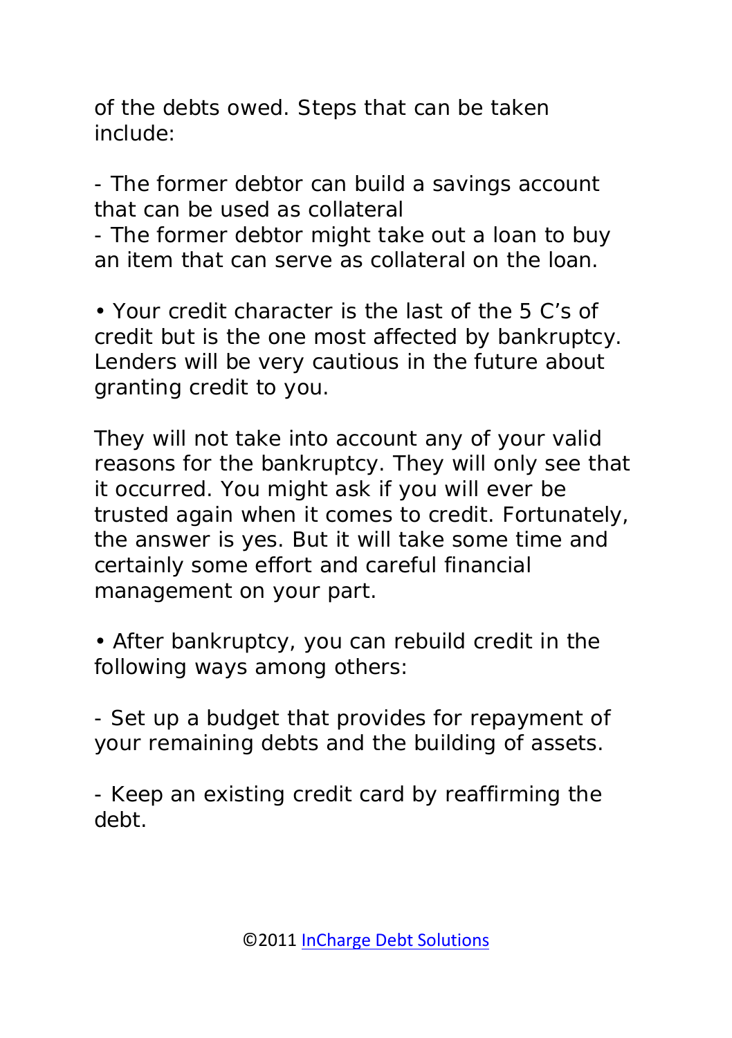of the debts owed. Steps that can be taken include:

- The former debtor can build a savings account that can be used as collateral
- The former debtor might take out a loan to buy an item that can serve as collateral on the loan.

• Your credit character is the last of the 5 C's of credit but is the one most affected by bankruptcy. Lenders will be very cautious in the future about granting credit to you.

They will not take into account any of your valid reasons for the bankruptcy. They will only see that it occurred. You might ask if you will ever be trusted again when it comes to credit. Fortunately, the answer is yes. But it will take some time and certainly some effort and careful financial management on your part.

• After bankruptcy, you can rebuild credit in the following ways among others:

- Set up a budget that provides for repayment of your remaining debts and the building of assets.

- Keep an existing credit card by reaffirming the debt.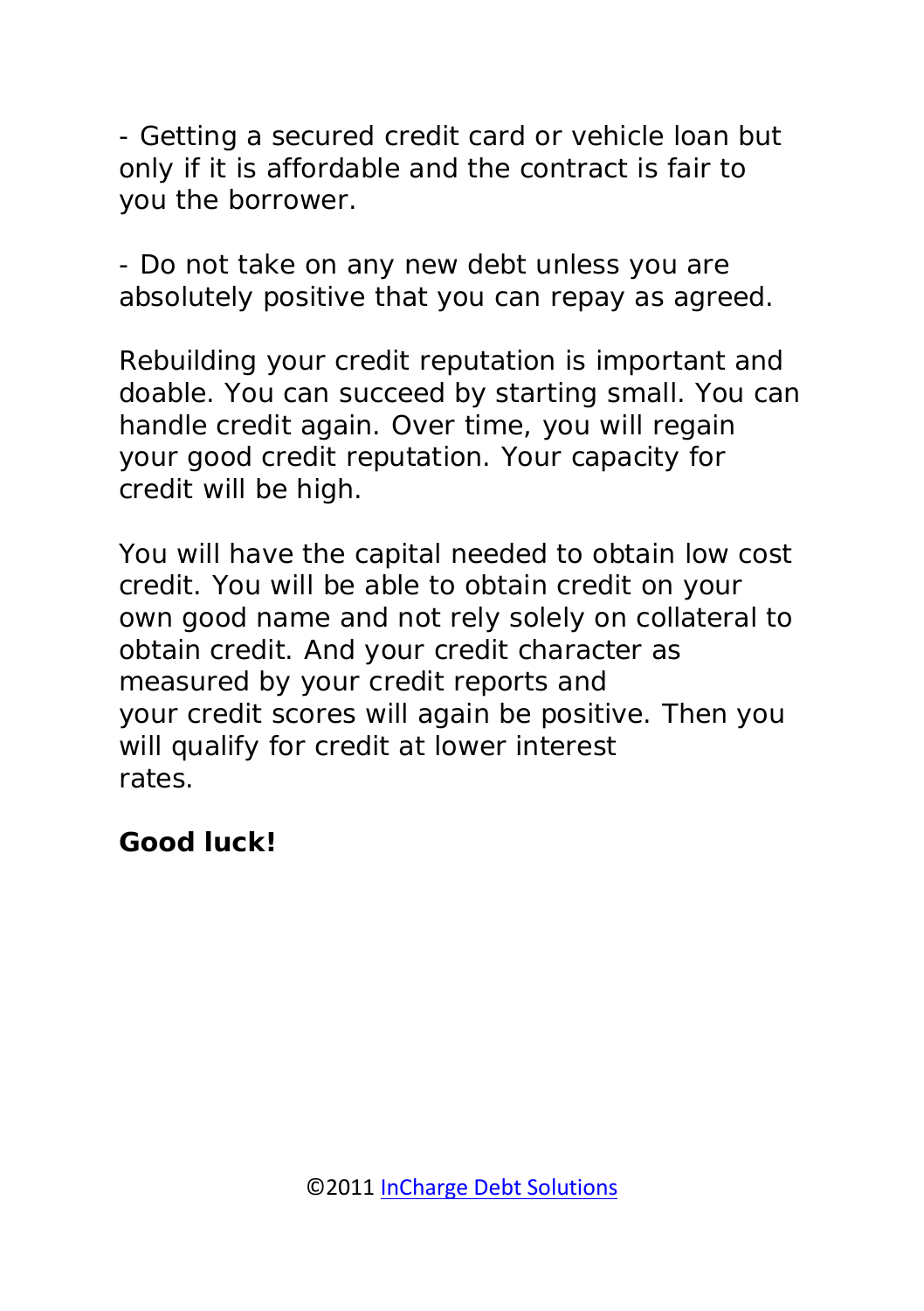- Getting a secured credit card or vehicle loan but only if it is affordable and the contract is fair to you the borrower.

- Do not take on any new debt unless you are absolutely positive that you can repay as agreed.

Rebuilding your credit reputation is important and doable. You can succeed by starting small. You can handle credit again. Over time, you will regain your good credit reputation. Your capacity for credit will be high.

You will have the capital needed to obtain low cost credit. You will be able to obtain credit on your own good name and not rely solely on collateral to obtain credit. And your credit character as measured by your credit reports and your credit scores will again be positive. Then you will qualify for credit at lower interest rates.

**Good luck!**

©2011 InCharge Debt Solutions